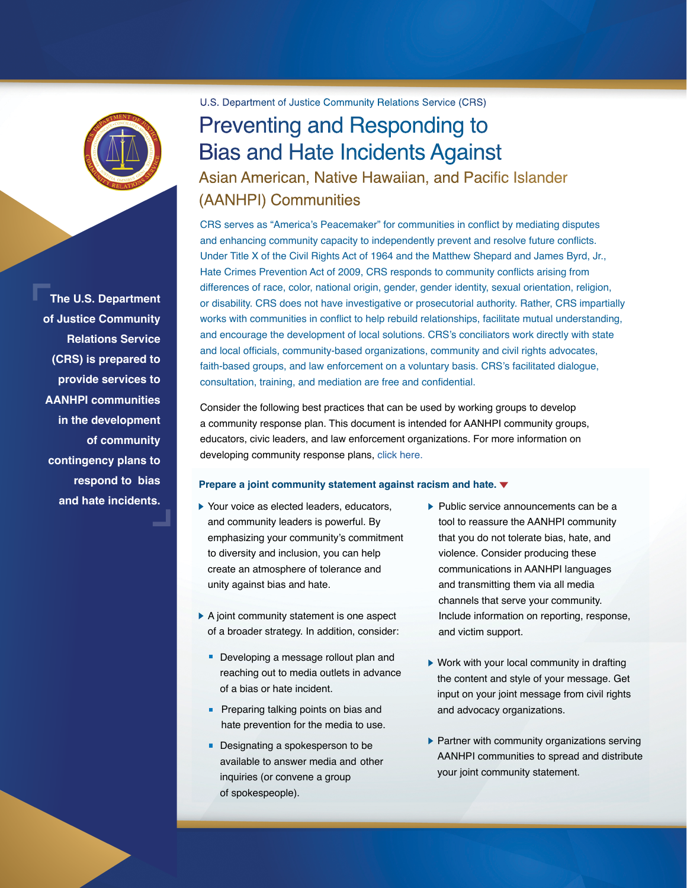U.S. Department of Justice Community Relations Service (CRS)

# Preventing and Responding to Bias and Hate Incidents Against

## Asian American, Native Hawaiian, and Pacific Islander (AANHPI) Communities

**The U.S. Department of Justice Community Relations Service (CRS) is prepared to provide services to AANHPI communities in the development of community contingency plans to respond to bias and hate incidents.**

CRS serves as "America's Peacemaker" for communities in conflict by mediating disputes and enhancing community capacity to independently prevent and resolve future conflicts. Under Title X of the Civil Rights Act of 1964 and the Matthew Shepard and James Byrd, Jr., Hate Crimes Prevention Act of 2009, CRS responds to community conflicts arising from differences of race, color, national origin, gender, gender identity, sexual orientation, religion, or disability. CRS does not have investigative or prosecutorial authority. Rather, CRS impartially works with communities in conflict to help rebuild relationships, facilitate mutual understanding, and encourage the development of local solutions. CRS's conciliators work directly with state and local officials, community-based organizations, community and civil rights advocates, faith-based groups, and law enforcement on a voluntary basis. CRS's facilitated dialogue, consultation, training, and mediation are free and confidential.

Consider the following best practices that can be used by working groups to develop a community response plan. This document is intended for AANHPI community groups, educators, civic leaders, and law enforcement organizations. For more information on developing community response plans, click here.

### Prepare a joint community statement against racism and hate.

- Your voice as elected leaders, educators, and community leaders is powerful. By emphasizing your community's commitment to diversity and inclusion, you can help create an atmosphere of tolerance and unity against bias and hate.
- A joint community statement is one aspect of a broader strategy. In addition, consider:
  - Developing a message rollout plan and reaching out to media outlets in advance of a bias or hate incident.
  - Preparing talking points on bias and hate prevention for the media to use.
  - Designating a spokesperson to be available to answer media and other inquiries (or convene a group of spokespeople).
- Public service announcements can be a tool to reassure the AANHPI community that you do not tolerate bias, hate, and violence. Consider producing these communications in AANHPI languages and transmitting them via all media channels that serve your community. Include information on reporting, response, and victim support.
- Work with your local community in drafting the content and style of your message. Get input on your joint message from civil rights and advocacy organizations.
- Partner with community organizations serving AANHPI communities to spread and distribute your joint community statement.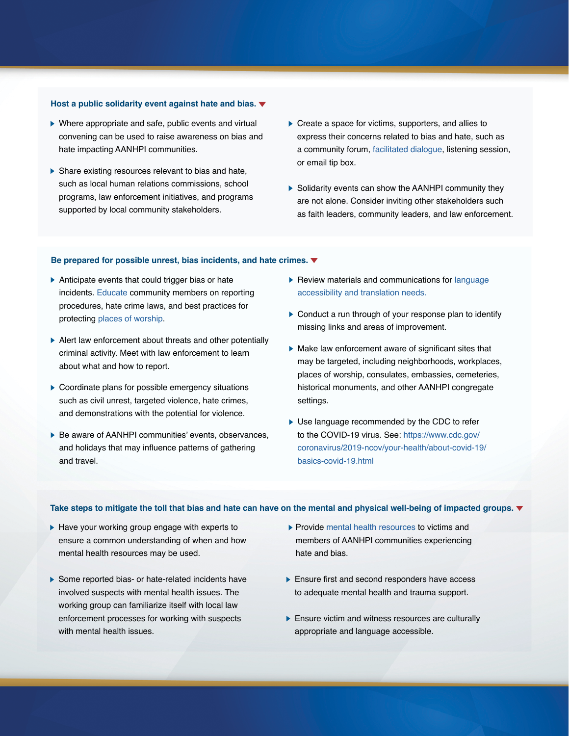### Host a public solidarity event against hate and bias.

- Where appropriate and safe, public events and virtual convening can be used to raise awareness on bias and hate impacting AANHPI communities.
- Share existing resources relevant to bias and hate, such as local human relations commissions, school programs, law enforcement initiatives, and programs supported by local community stakeholders.
- Create a space for victims, supporters, and allies to express their concerns related to bias and hate, such as a community forum, facilitated dialogue, listening session, or email tip box.
- Solidarity events can show the AANHPI community they are not alone. Consider inviting other stakeholders such as faith leaders, community leaders, and law enforcement.

### Be prepared for possible unrest, bias incidents, and hate crimes.

- Anticipate events that could trigger bias or hate incidents. Educate community members on reporting procedures, hate crime laws, and best practices for protecting places of worship.
- Alert law enforcement about threats and other potentially criminal activity. Meet with law enforcement to learn about what and how to report.
- Coordinate plans for possible emergency situations such as civil unrest, targeted violence, hate crimes, and demonstrations with the potential for violence.
- Be aware of AANHPI communities' events, observances, and holidays that may influence patterns of gathering and travel.
- Review materials and communications for language accessibility and translation needs.
- Conduct a run through of your response plan to identify missing links and areas of improvement.
- Make law enforcement aware of significant sites that may be targeted, including neighborhoods, workplaces, places of worship, consulates, embassies, cemeteries, historical monuments, and other AANHPI congregate settings.
- Use language recommended by the CDC to refer to the COVID-19 virus. See: https://www.cdc.gov/coronavirus/2019-ncov/your-health/about-covid-19/basics-covid-19.html

### Take steps to mitigate the toll that bias and hate can have on the mental and physical well-being of impacted groups.

- Have your working group engage with experts to ensure a common understanding of when and how mental health resources may be used.
- Some reported bias- or hate-related incidents have involved suspects with mental health issues. The working group can familiarize itself with local law enforcement processes for working with suspects with mental health issues.
- Provide mental health resources to victims and members of AANHPI communities experiencing hate and bias.
- Ensure first and second responders have access to adequate mental health and trauma support.
- Ensure victim and witness resources are culturally appropriate and language accessible.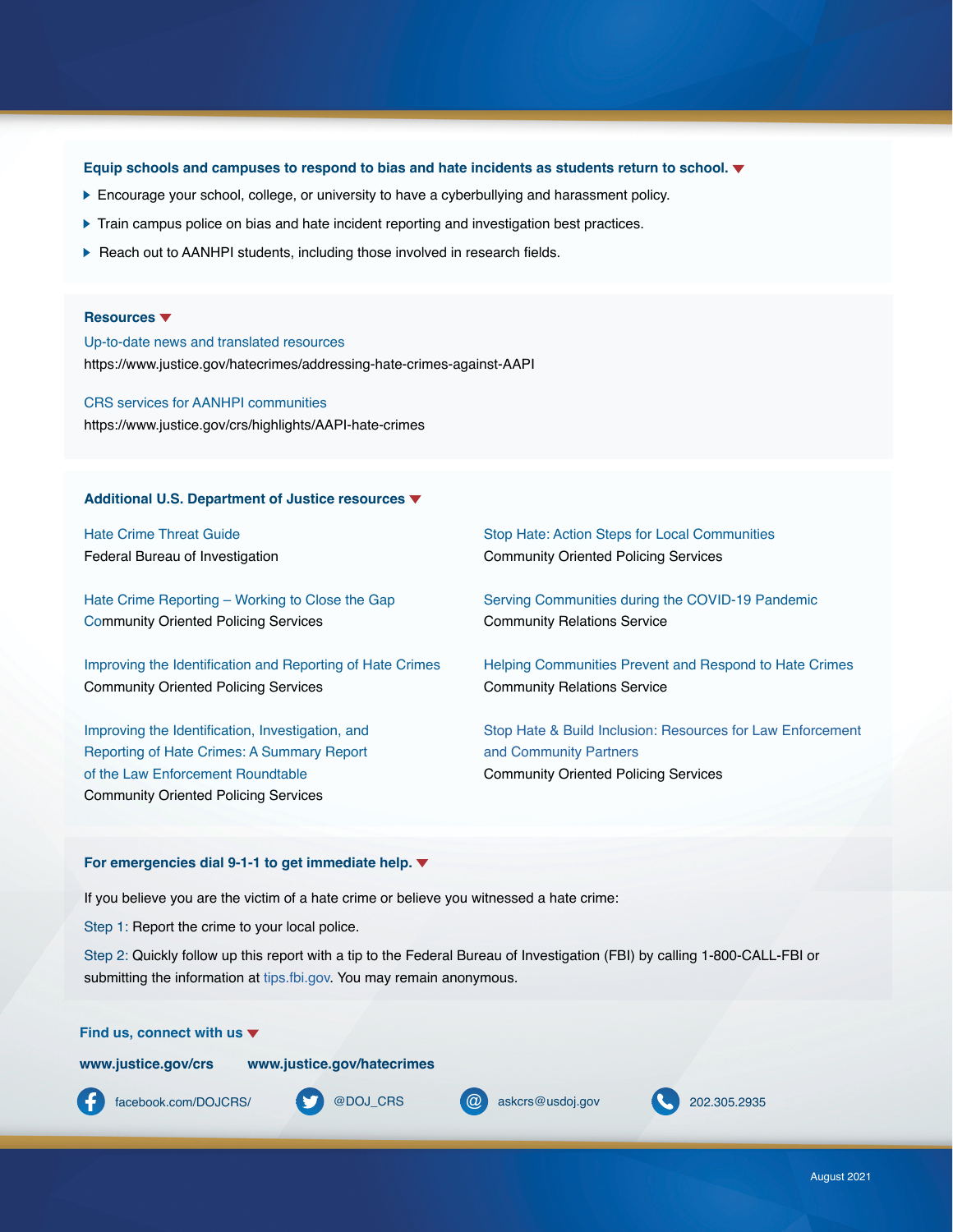### Equip schools and campuses to respond to bias and hate incidents as students return to school.

- Encourage your school, college, or university to have a cyberbullying and harassment policy.
- Train campus police on bias and hate incident reporting and investigation best practices.
- Reach out to AANHPI students, including those involved in research fields.

### Resources

Up-to-date news and translated resources
https://www.justice.gov/hatecrimes/addressing-hate-crimes-against-AAPI

CRS services for AANHPI communities
https://www.justice.gov/crs/highlights/AAPI-hate-crimes

### Additional U.S. Department of Justice resources

Hate Crime Threat Guide
Federal Bureau of Investigation

Hate Crime Reporting – Working to Close the Gap
Community Oriented Policing Services

Improving the Identification and Reporting of Hate Crimes
Community Oriented Policing Services

Improving the Identification, Investigation, and Reporting of Hate Crimes: A Summary Report of the Law Enforcement Roundtable
Community Oriented Policing Services

Stop Hate: Action Steps for Local Communities
Community Oriented Policing Services

Serving Communities during the COVID-19 Pandemic
Community Relations Service

Helping Communities Prevent and Respond to Hate Crimes
Community Relations Service

Stop Hate & Build Inclusion: Resources for Law Enforcement and Community Partners
Community Oriented Policing Services

### For emergencies dial 9-1-1 to get immediate help.

If you believe you are the victim of a hate crime or believe you witnessed a hate crime:

Step 1: Report the crime to your local police.

Step 2: Quickly follow up this report with a tip to the Federal Bureau of Investigation (FBI) by calling 1-800-CALL-FBI or submitting the information at tips.fbi.gov. You may remain anonymous.

### Find us, connect with us

**www.justice.gov/crs** **www.justice.gov/hatecrimes**

facebook.com/DOJCRS/ @DOJ_CRS askcrs@usdoj.gov 202.305.2935

August 2021